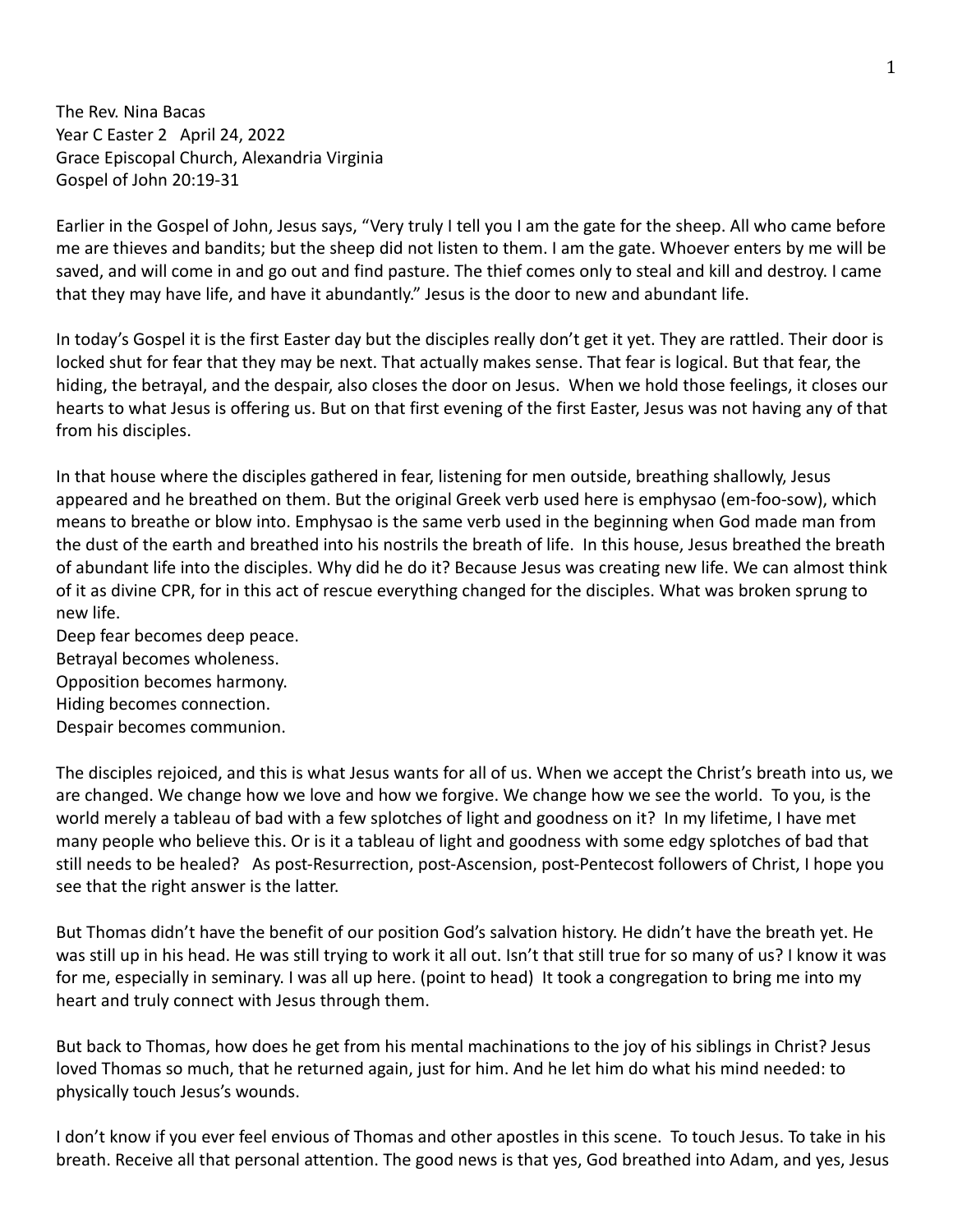The Rev. Nina Bacas
Year C Easter 2 April 24, 2022
Grace Episcopal Church, Alexandria Virginia
Gospel of John 20:19-31

Earlier in the Gospel of John, Jesus says, "Very truly I tell you I am the gate for the sheep. All who came before me are thieves and bandits; but the sheep did not listen to them. I am the gate. Whoever enters by me will be saved, and will come in and go out and find pasture. The thief comes only to steal and kill and destroy. I came that they may have life, and have it abundantly." Jesus is the door to new and abundant life.

In today's Gospel it is the first Easter day but the disciples really don't get it yet. They are rattled. Their door is locked shut for fear that they may be next. That actually makes sense. That fear is logical. But that fear, the hiding, the betrayal, and the despair, also closes the door on Jesus. When we hold those feelings, it closes our hearts to what Jesus is offering us. But on that first evening of the first Easter, Jesus was not having any of that from his disciples.

In that house where the disciples gathered in fear, listening for men outside, breathing shallowly, Jesus appeared and he breathed on them. But the original Greek verb used here is emphysao (em-foo-sow), which means to breathe or blow into. Emphysao is the same verb used in the beginning when God made man from the dust of the earth and breathed into his nostrils the breath of life. In this house, Jesus breathed the breath of abundant life into the disciples. Why did he do it? Because Jesus was creating new life. We can almost think of it as divine CPR, for in this act of rescue everything changed for the disciples. What was broken sprung to new life.
Deep fear becomes deep peace.
Betrayal becomes wholeness.
Opposition becomes harmony.
Hiding becomes connection.
Despair becomes communion.

The disciples rejoiced, and this is what Jesus wants for all of us. When we accept the Christ's breath into us, we are changed. We change how we love and how we forgive. We change how we see the world. To you, is the world merely a tableau of bad with a few splotches of light and goodness on it? In my lifetime, I have met many people who believe this. Or is it a tableau of light and goodness with some edgy splotches of bad that still needs to be healed? As post-Resurrection, post-Ascension, post-Pentecost followers of Christ, I hope you see that the right answer is the latter.

But Thomas didn't have the benefit of our position God's salvation history. He didn't have the breath yet. He was still up in his head. He was still trying to work it all out. Isn't that still true for so many of us? I know it was for me, especially in seminary. I was all up here. (point to head) It took a congregation to bring me into my heart and truly connect with Jesus through them.

But back to Thomas, how does he get from his mental machinations to the joy of his siblings in Christ? Jesus loved Thomas so much, that he returned again, just for him. And he let him do what his mind needed: to physically touch Jesus's wounds.

I don't know if you ever feel envious of Thomas and other apostles in this scene. To touch Jesus. To take in his breath. Receive all that personal attention. The good news is that yes, God breathed into Adam, and yes, Jesus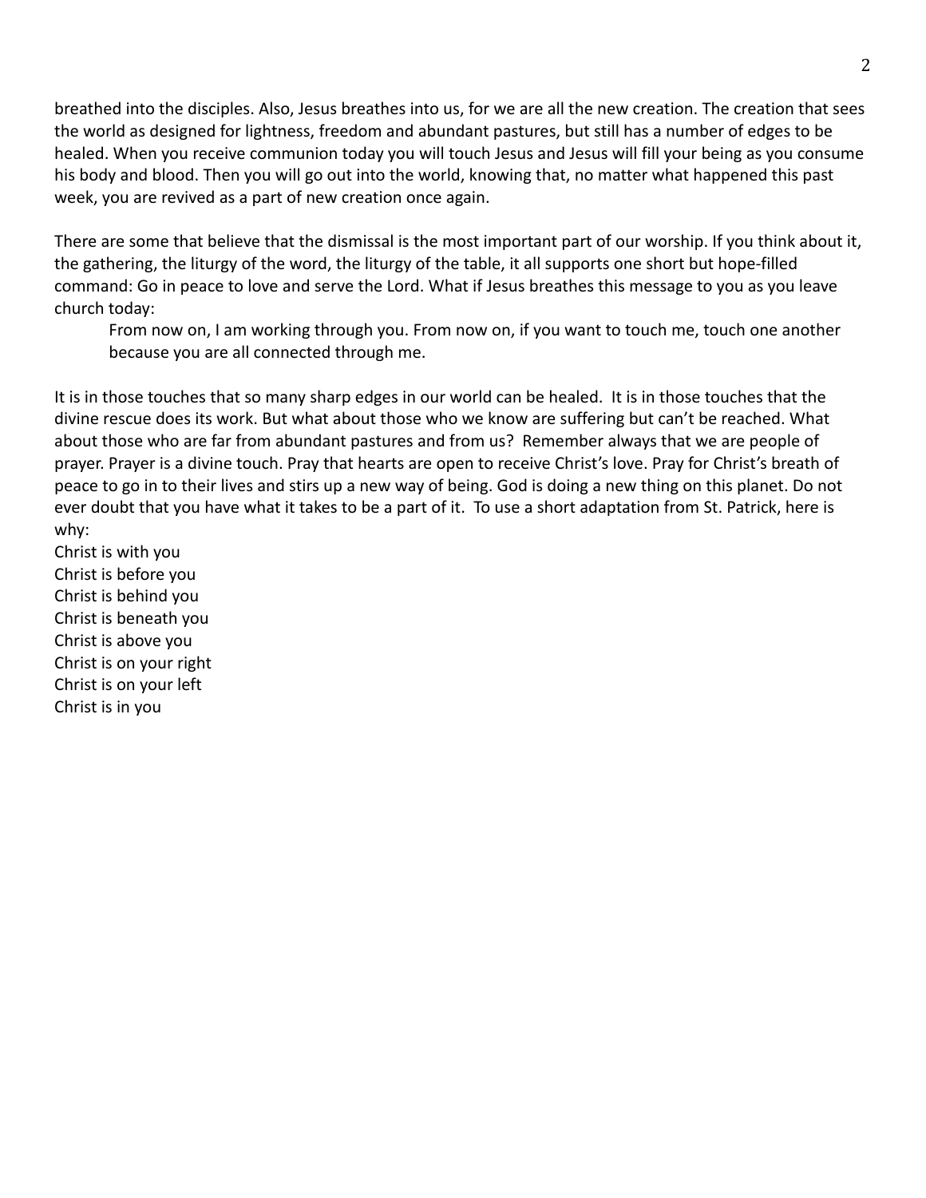breathed into the disciples. Also, Jesus breathes into us, for we are all the new creation. The creation that sees the world as designed for lightness, freedom and abundant pastures, but still has a number of edges to be healed. When you receive communion today you will touch Jesus and Jesus will fill your being as you consume his body and blood. Then you will go out into the world, knowing that, no matter what happened this past week, you are revived as a part of new creation once again.

There are some that believe that the dismissal is the most important part of our worship. If you think about it, the gathering, the liturgy of the word, the liturgy of the table, it all supports one short but hope-filled command: Go in peace to love and serve the Lord. What if Jesus breathes this message to you as you leave church today:

> From now on, I am working through you. From now on, if you want to touch me, touch one another because you are all connected through me.

It is in those touches that so many sharp edges in our world can be healed. It is in those touches that the divine rescue does its work. But what about those who we know are suffering but can't be reached. What about those who are far from abundant pastures and from us? Remember always that we are people of prayer. Prayer is a divine touch. Pray that hearts are open to receive Christ's love. Pray for Christ's breath of peace to go in to their lives and stirs up a new way of being. God is doing a new thing on this planet. Do not ever doubt that you have what it takes to be a part of it. To use a short adaptation from St. Patrick, here is why:

Christ is with you
Christ is before you
Christ is behind you
Christ is beneath you
Christ is above you
Christ is on your right
Christ is on your left
Christ is in you